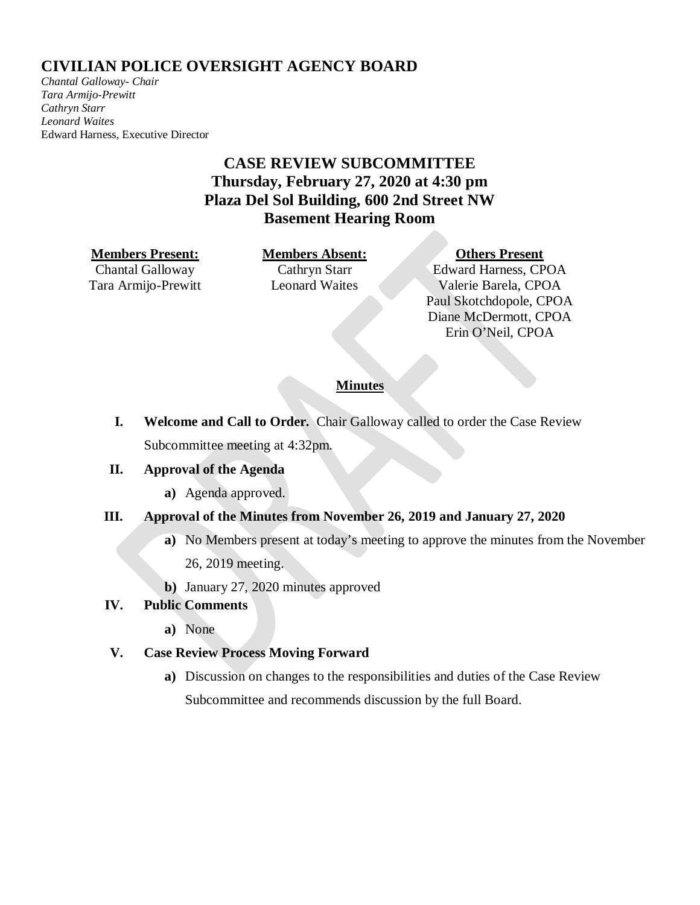# CIVILIAN POLICE OVERSIGHT AGENCY BOARD

*Chantal Galloway- Chair*
*Tara Armijo-Prewitt*
*Cathryn Starr*
*Leonard Waites*
Edward Harness, Executive Director

## CASE REVIEW SUBCOMMITTEE
## Thursday, February 27, 2020 at 4:30 pm
## Plaza Del Sol Building, 600 2nd Street NW
## Basement Hearing Room

| **Members Present:** | **Members Absent:** | **Others Present** |
| --- | --- | --- |
| Chantal Galloway | Cathryn Starr | Edward Harness, CPOA |
| Tara Armijo-Prewitt | Leonard Waites | Valerie Barela, CPOA |
| | | Paul Skotchdopole, CPOA |
| | | Diane McDermott, CPOA |
| | | Erin O'Neil, CPOA |

**Minutes**

I. **Welcome and Call to Order.** Chair Galloway called to order the Case Review Subcommittee meeting at 4:32pm.

II. **Approval of the Agenda**
   a) Agenda approved.

III. **Approval of the Minutes from November 26, 2019 and January 27, 2020**
   a) No Members present at today's meeting to approve the minutes from the November 26, 2019 meeting.
   b) January 27, 2020 minutes approved

IV. **Public Comments**
   a) None

V. **Case Review Process Moving Forward**
   a) Discussion on changes to the responsibilities and duties of the Case Review Subcommittee and recommends discussion by the full Board.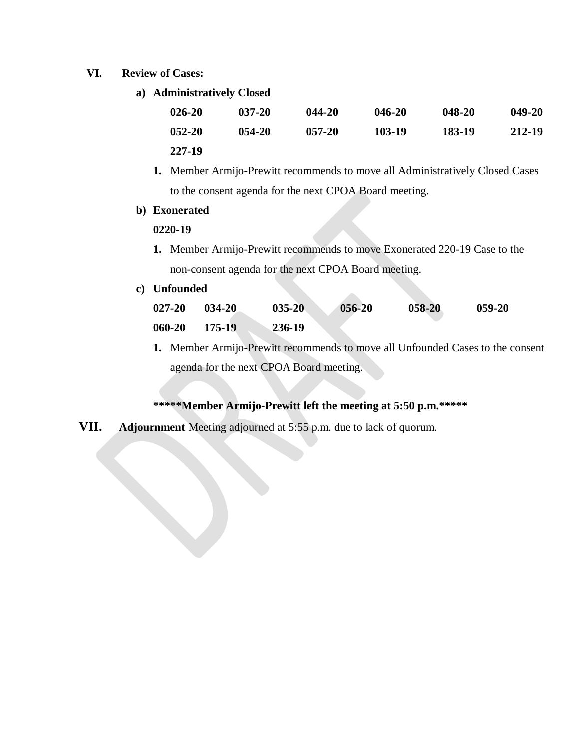## VI. Review of Cases:

**a) Administratively Closed**

| | | | | | |
|---|---|---|---|---|---|
| **026-20** | **037-20** | **044-20** | **046-20** | **048-20** | **049-20** |
| **052-20** | **054-20** | **057-20** | **103-19** | **183-19** | **212-19** |
| **227-19** | | | | | |

1. Member Armijo-Prewitt recommends to move all Administratively Closed Cases to the consent agenda for the next CPOA Board meeting.

**b) Exonerated**

**0220-19**

1. Member Armijo-Prewitt recommends to move Exonerated 220-19 Case to the non-consent agenda for the next CPOA Board meeting.

**c) Unfounded**

| | | | | | |
|---|---|---|---|---|---|
| **027-20** | **034-20** | **035-20** | **056-20** | **058-20** | **059-20** |
| **060-20** | **175-19** | **236-19** | | | |

1. Member Armijo-Prewitt recommends to move all Unfounded Cases to the consent agenda for the next CPOA Board meeting.

*****Member Armijo-Prewitt left the meeting at 5:50 p.m.*****

## VII. **Adjournment** Meeting adjourned at 5:55 p.m. due to lack of quorum.